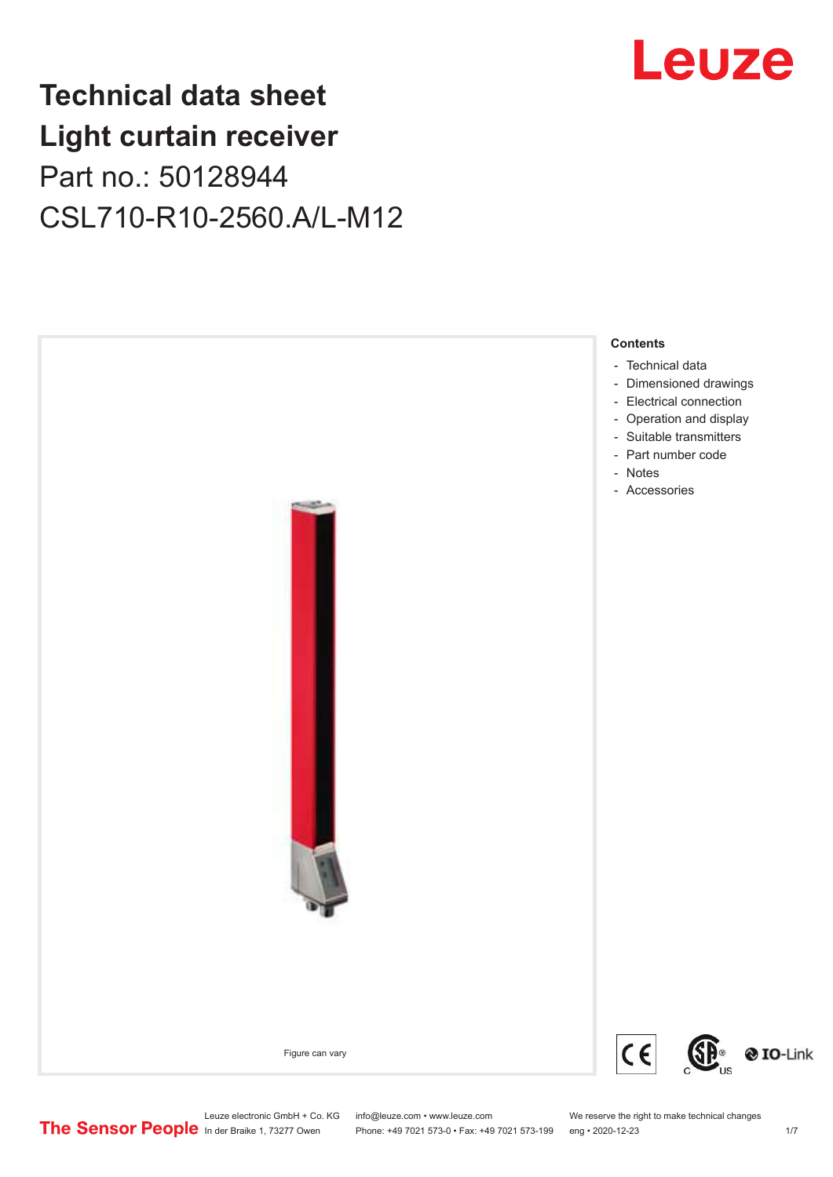# Technical data sheet
# Light curtain receiver
## Part no.: 50128944
## CSL710-R10-2560.A/L-M12

Figure can vary

**Contents**

- Technical data
- Dimensioned drawings
- Electrical connection
- Operation and display
- Suitable transmitters
- Part number code
- Notes
- Accessories

Leuze electronic GmbH + Co. KG
In der Braike 1, 73277 Owen

info@leuze.com • www.leuze.com
Phone: +49 7021 573-0 • Fax: +49 7021 573-199

We reserve the right to make technical changes
eng • 2020-12-23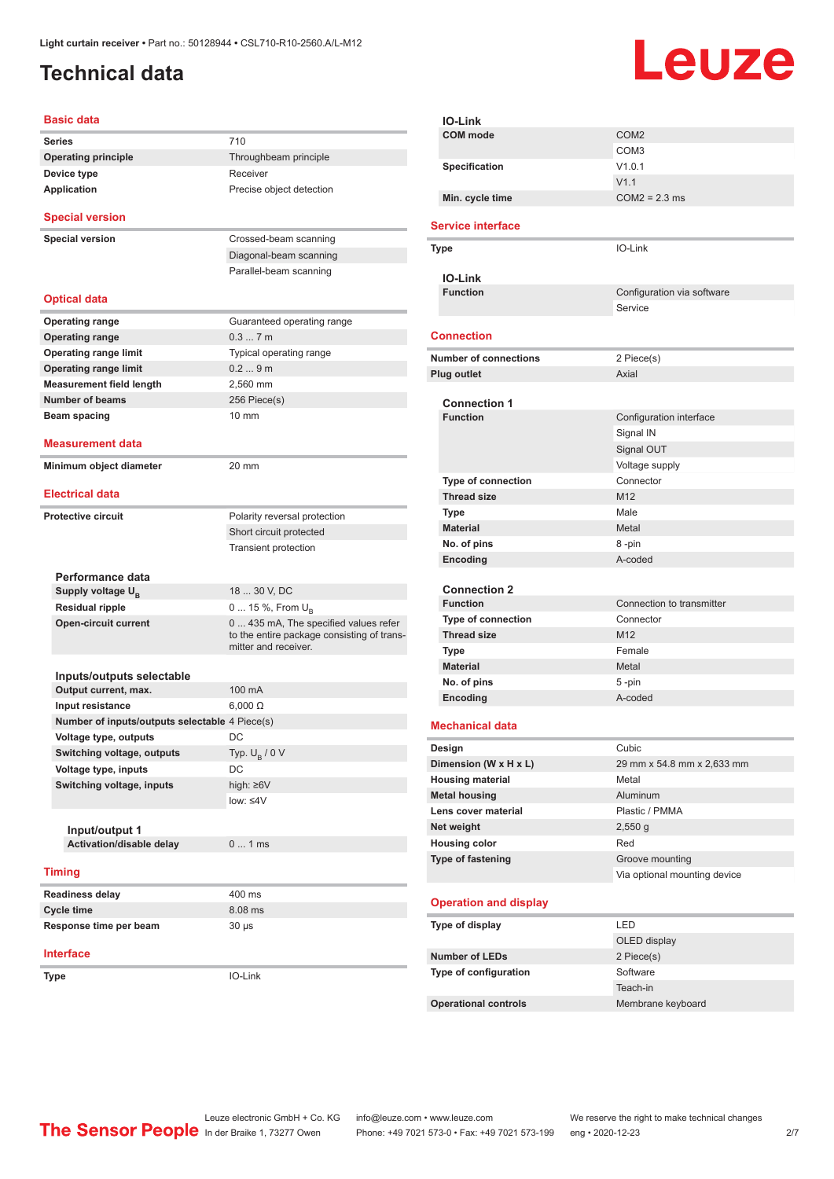Light curtain receiver • Part no.: 50128944 • CSL710-R10-2560.A/L-M12

# Technical data

## Basic data

| | |
|---|---|
| **Series** | 710 |
| **Operating principle** | Throughbeam principle |
| **Device type** | Receiver |
| **Application** | Precise object detection |

## Special version

| | |
|---|---|
| **Special version** | Crossed-beam scanning |
| | Diagonal-beam scanning |
| | Parallel-beam scanning |

## Optical data

| | |
|---|---|
| **Operating range** | Guaranteed operating range |
| **Operating range** | 0.3 ... 7 m |
| **Operating range limit** | Typical operating range |
| **Operating range limit** | 0.2 ... 9 m |
| **Measurement field length** | 2,560 mm |
| **Number of beams** | 256 Piece(s) |
| **Beam spacing** | 10 mm |

## Measurement data

| | |
|---|---|
| **Minimum object diameter** | 20 mm |

## Electrical data

| | |
|---|---|
| **Protective circuit** | Polarity reversal protection |
| | Short circuit protected |
| | Transient protection |

### Performance data

| | |
|---|---|
| **Supply voltage $U_B$** | 18 ... 30 V, DC |
| **Residual ripple** | 0 ... 15 %, From $U_B$ |
| **Open-circuit current** | 0 ... 435 mA, The specified values refer to the entire package consisting of transmitter and receiver. |

### Inputs/outputs selectable

| | |
|---|---|
| **Output current, max.** | 100 mA |
| **Input resistance** | 6,000 Ω |
| **Number of inputs/outputs selectable** | 4 Piece(s) |
| **Voltage type, outputs** | DC |
| **Switching voltage, outputs** | Typ. $U_B$ / 0 V |
| **Voltage type, inputs** | DC |
| **Switching voltage, inputs** | high: ≥6V |
| | low: ≤4V |

#### Input/output 1

| | |
|---|---|
| **Activation/disable delay** | 0 ... 1 ms |

## Timing

| | |
|---|---|
| **Readiness delay** | 400 ms |
| **Cycle time** | 8.08 ms |
| **Response time per beam** | 30 µs |

## Interface

| | |
|---|---|
| **Type** | IO-Link |

### IO-Link

| | |
|---|---|
| **COM mode** | COM2 |
| | COM3 |
| **Specification** | V1.0.1 |
| | V1.1 |
| **Min. cycle time** | COM2 = 2.3 ms |

## Service interface

| | |
|---|---|
| **Type** | IO-Link |

### IO-Link

| | |
|---|---|
| **Function** | Configuration via software |
| | Service |

## Connection

| | |
|---|---|
| **Number of connections** | 2 Piece(s) |
| **Plug outlet** | Axial |

### Connection 1

| | |
|---|---|
| **Function** | Configuration interface |
| | Signal IN |
| | Signal OUT |
| | Voltage supply |
| **Type of connection** | Connector |
| **Thread size** | M12 |
| **Type** | Male |
| **Material** | Metal |
| **No. of pins** | 8 -pin |
| **Encoding** | A-coded |

### Connection 2

| | |
|---|---|
| **Function** | Connection to transmitter |
| **Type of connection** | Connector |
| **Thread size** | M12 |
| **Type** | Female |
| **Material** | Metal |
| **No. of pins** | 5 -pin |
| **Encoding** | A-coded |

## Mechanical data

| | |
|---|---|
| **Design** | Cubic |
| **Dimension (W x H x L)** | 29 mm x 54.8 mm x 2,633 mm |
| **Housing material** | Metal |
| **Metal housing** | Aluminum |
| **Lens cover material** | Plastic / PMMA |
| **Net weight** | 2,550 g |
| **Housing color** | Red |
| **Type of fastening** | Groove mounting |
| | Via optional mounting device |

## Operation and display

| | |
|---|---|
| **Type of display** | LED |
| | OLED display |
| **Number of LEDs** | 2 Piece(s) |
| **Type of configuration** | Software |
| | Teach-in |
| **Operational controls** | Membrane keyboard |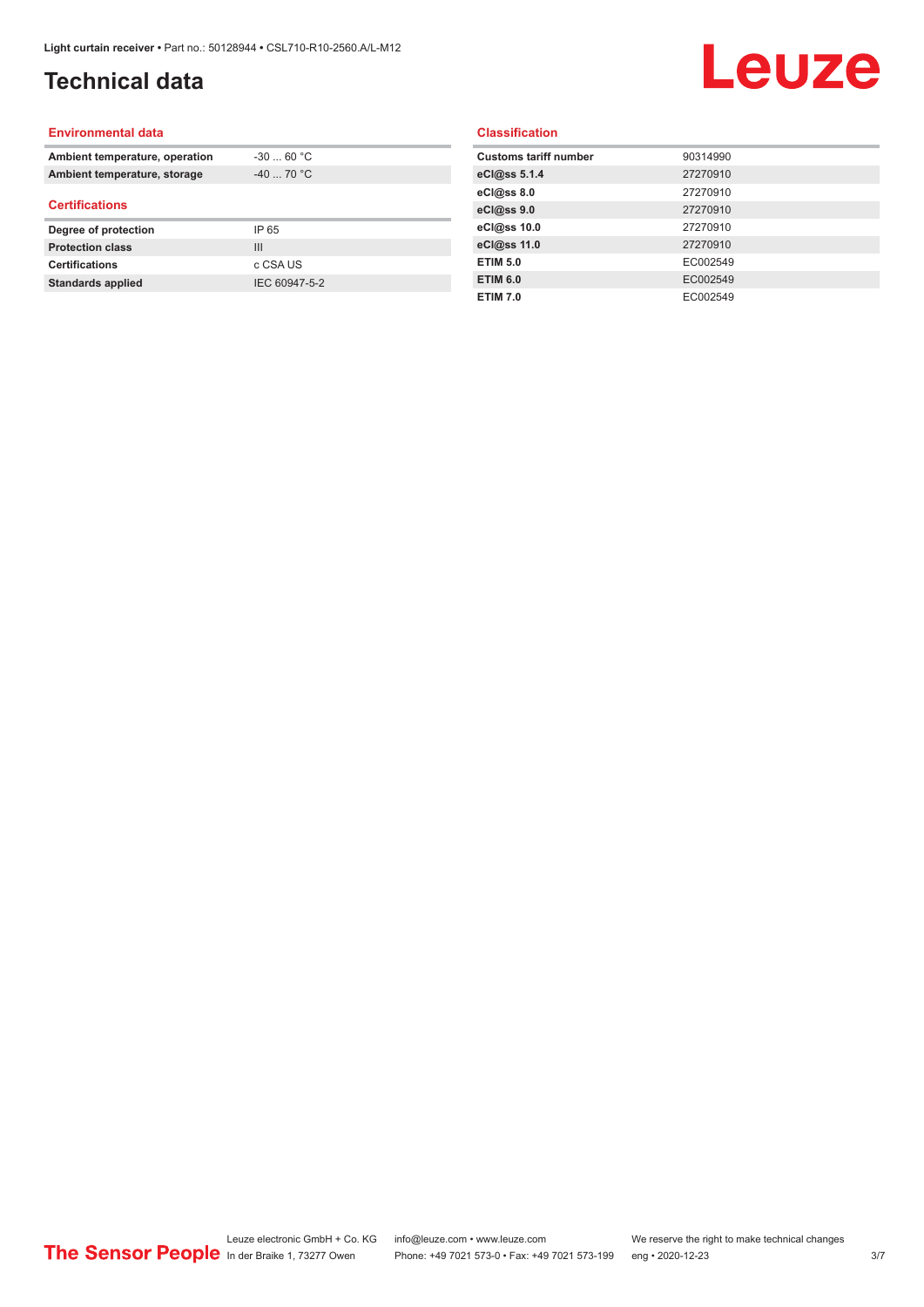# Technical data

## Environmental data

| | |
|---|---|
| **Ambient temperature, operation** | -30 ... 60 °C |
| **Ambient temperature, storage** | -40 ... 70 °C |

## Certifications

| | |
|---|---|
| **Degree of protection** | IP 65 |
| **Protection class** | III |
| **Certifications** | c CSA US |
| **Standards applied** | IEC 60947-5-2 |

## Classification

| | |
|---|---|
| **Customs tariff number** | 90314990 |
| **eCl@ss 5.1.4** | 27270910 |
| **eCl@ss 8.0** | 27270910 |
| **eCl@ss 9.0** | 27270910 |
| **eCl@ss 10.0** | 27270910 |
| **eCl@ss 11.0** | 27270910 |
| **ETIM 5.0** | EC002549 |
| **ETIM 6.0** | EC002549 |
| **ETIM 7.0** | EC002549 |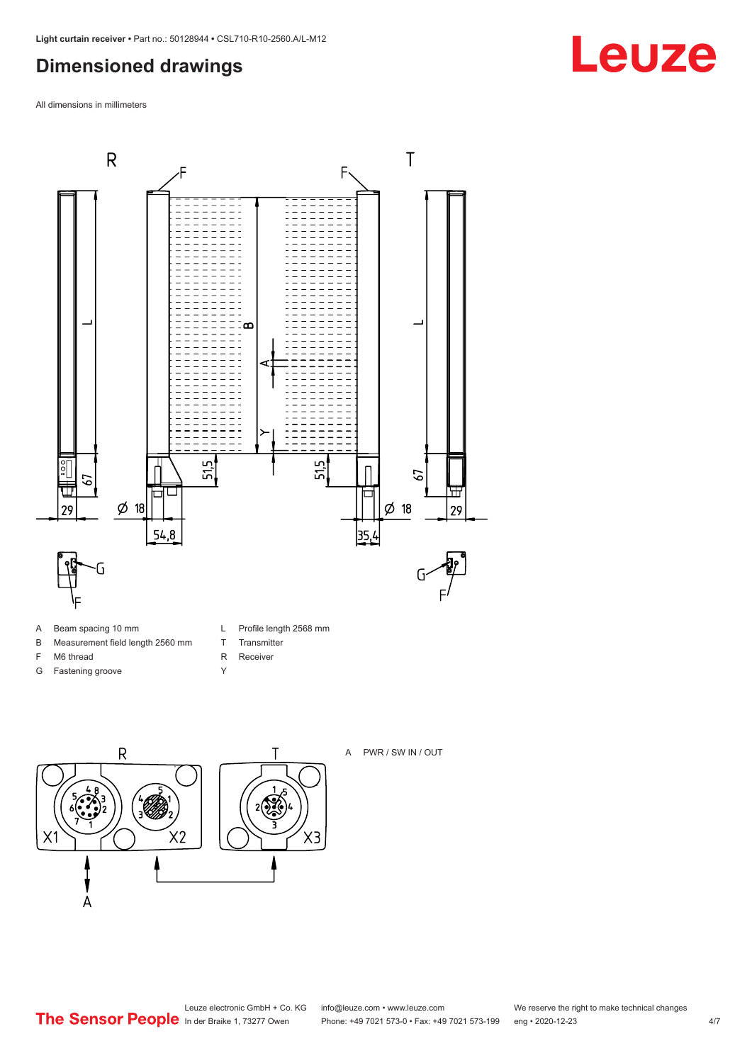# Dimensioned drawings

All dimensions in millimeters

| | | | |
|---|---|---|---|
| A | Beam spacing 10 mm | L | Profile length 2568 mm |
| B | Measurement field length 2560 mm | T | Transmitter |
| F | M6 thread | R | Receiver |
| G | Fastening groove | Y | |

A PWR / SW IN / OUT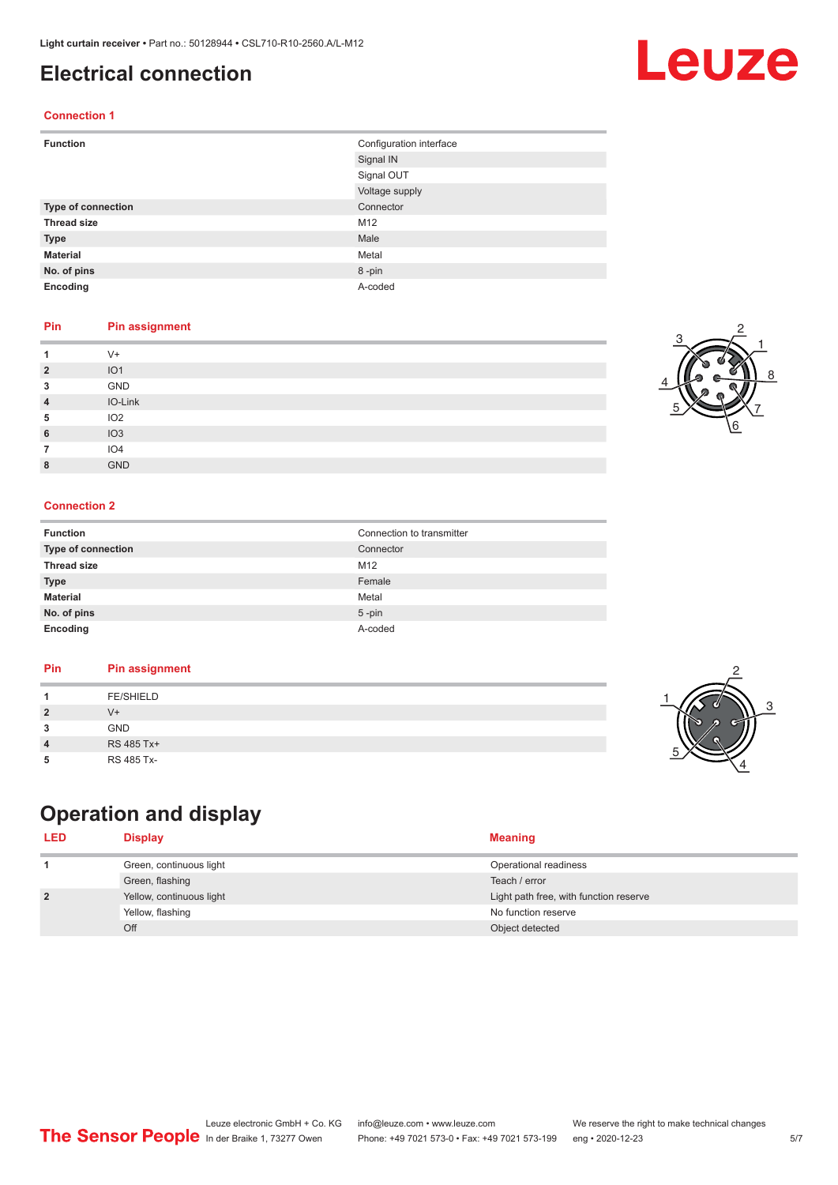# Electrical connection

## Connection 1

| | |
|---|---|
| **Function** | Configuration interface |
| | Signal IN |
| | Signal OUT |
| | Voltage supply |
| **Type of connection** | Connector |
| **Thread size** | M12 |
| **Type** | Male |
| **Material** | Metal |
| **No. of pins** | 8 -pin |
| **Encoding** | A-coded |

| Pin | Pin assignment |
|---|---|
| **1** | V+ |
| **2** | IO1 |
| **3** | GND |
| **4** | IO-Link |
| **5** | IO2 |
| **6** | IO3 |
| **7** | IO4 |
| **8** | GND |

## Connection 2

| | |
|---|---|
| **Function** | Connection to transmitter |
| **Type of connection** | Connector |
| **Thread size** | M12 |
| **Type** | Female |
| **Material** | Metal |
| **No. of pins** | 5 -pin |
| **Encoding** | A-coded |

| Pin | Pin assignment |
|---|---|
| **1** | FE/SHIELD |
| **2** | V+ |
| **3** | GND |
| **4** | RS 485 Tx+ |
| **5** | RS 485 Tx- |

# Operation and display

| LED | Display | Meaning |
|---|---|---|
| **1** | Green, continuous light | Operational readiness |
| | Green, flashing | Teach / error |
| **2** | Yellow, continuous light | Light path free, with function reserve |
| | Yellow, flashing | No function reserve |
| | Off | Object detected |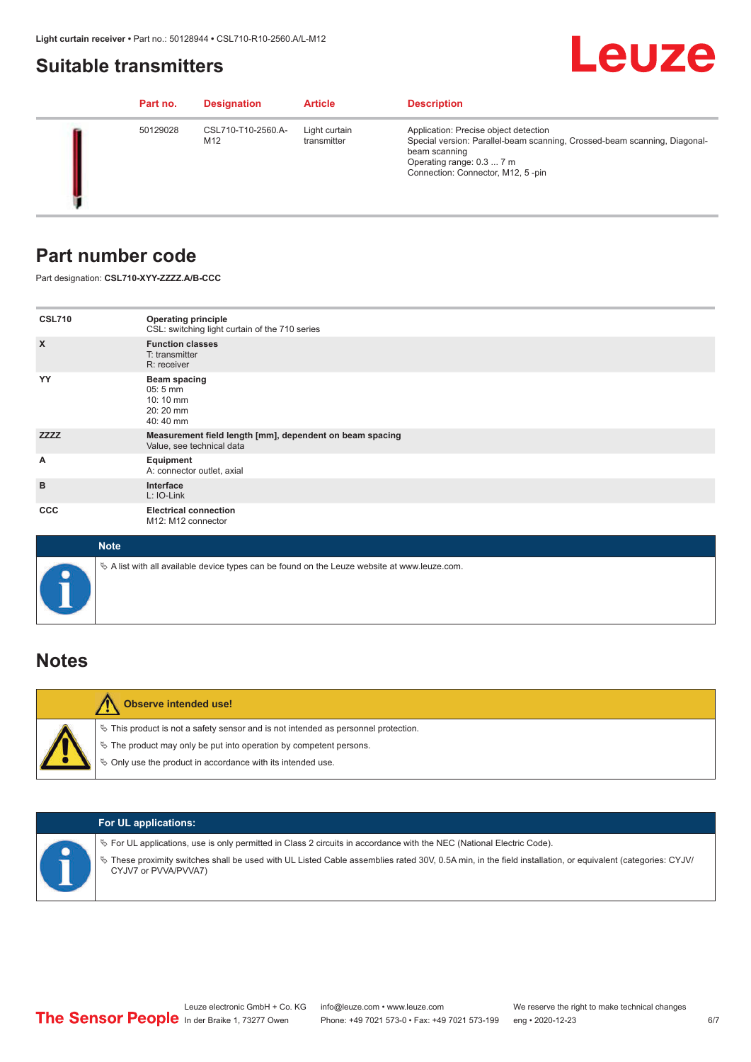## Suitable transmitters

| Part no. | Designation | Article | Description |
| --- | --- | --- | --- |
| 50129028 | CSL710-T10-2560.A-M12 | Light curtain transmitter | Application: Precise object detection<br>Special version: Parallel-beam scanning, Crossed-beam scanning, Diagonal-beam scanning<br>Operating range: 0.3 ... 7 m<br>Connection: Connector, M12, 5 -pin |

## Part number code

Part designation: **CSL710-XYY-ZZZZ.A/B-CCC**

| | |
| --- | --- |
| **CSL710** | **Operating principle**<br>CSL: switching light curtain of the 710 series |
| **X** | **Function classes**<br>T: transmitter<br>R: receiver |
| **YY** | **Beam spacing**<br>05: 5 mm<br>10: 10 mm<br>20: 20 mm<br>40: 40 mm |
| **ZZZZ** | **Measurement field length [mm], dependent on beam spacing**<br>Value, see technical data |
| **A** | **Equipment**<br>A: connector outlet, axial |
| **B** | **Interface**<br>L: IO-Link |
| **CCC** | **Electrical connection**<br>M12: M12 connector |

**Note**

- A list with all available device types can be found on the Leuze website at www.leuze.com.

## Notes

**Observe intended use!**

- This product is not a safety sensor and is not intended as personnel protection.
- The product may only be put into operation by competent persons.
- Only use the product in accordance with its intended use.

**For UL applications:**

- For UL applications, use is only permitted in Class 2 circuits in accordance with the NEC (National Electric Code).
- These proximity switches shall be used with UL Listed Cable assemblies rated 30V, 0.5A min, in the field installation, or equivalent (categories: CYJV/CYJV7 or PVVA/PVVA7)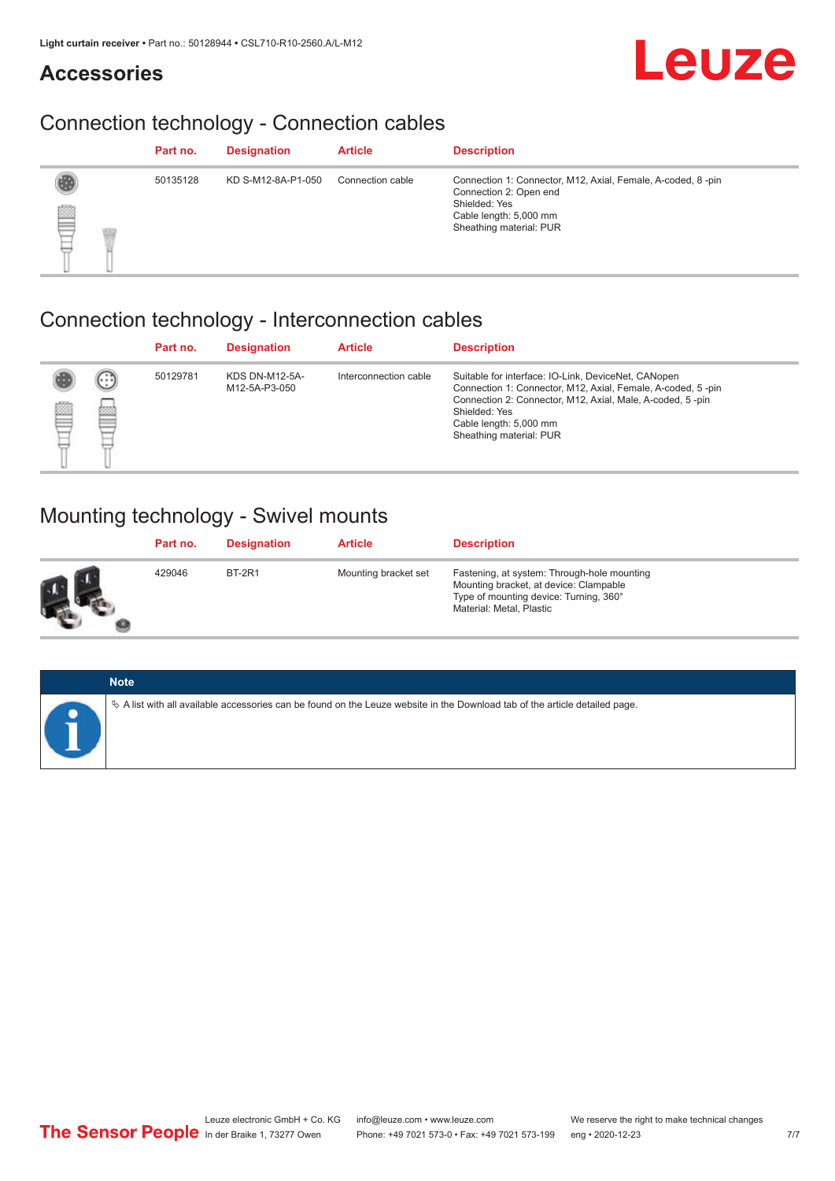## Accessories

## Connection technology - Connection cables

| | Part no. | Designation | Article | Description |
|---|---|---|---|---|
| | 50135128 | KD S-M12-8A-P1-050 | Connection cable | Connection 1: Connector, M12, Axial, Female, A-coded, 8 -pin<br>Connection 2: Open end<br>Shielded: Yes<br>Cable length: 5,000 mm<br>Sheathing material: PUR |

## Connection technology - Interconnection cables

| | Part no. | Designation | Article | Description |
|---|---|---|---|---|
| | 50129781 | KDS DN-M12-5A-M12-5A-P3-050 | Interconnection cable | Suitable for interface: IO-Link, DeviceNet, CANopen<br>Connection 1: Connector, M12, Axial, Female, A-coded, 5 -pin<br>Connection 2: Connector, M12, Axial, Male, A-coded, 5 -pin<br>Shielded: Yes<br>Cable length: 5,000 mm<br>Sheathing material: PUR |

## Mounting technology - Swivel mounts

| | Part no. | Designation | Article | Description |
|---|---|---|---|---|
| | 429046 | BT-2R1 | Mounting bracket set | Fastening, at system: Through-hole mounting<br>Mounting bracket, at device: Clampable<br>Type of mounting device: Turning, 360°<br>Material: Metal, Plastic |

**Note**

↳ A list with all available accessories can be found on the Leuze website in the Download tab of the article detailed page.